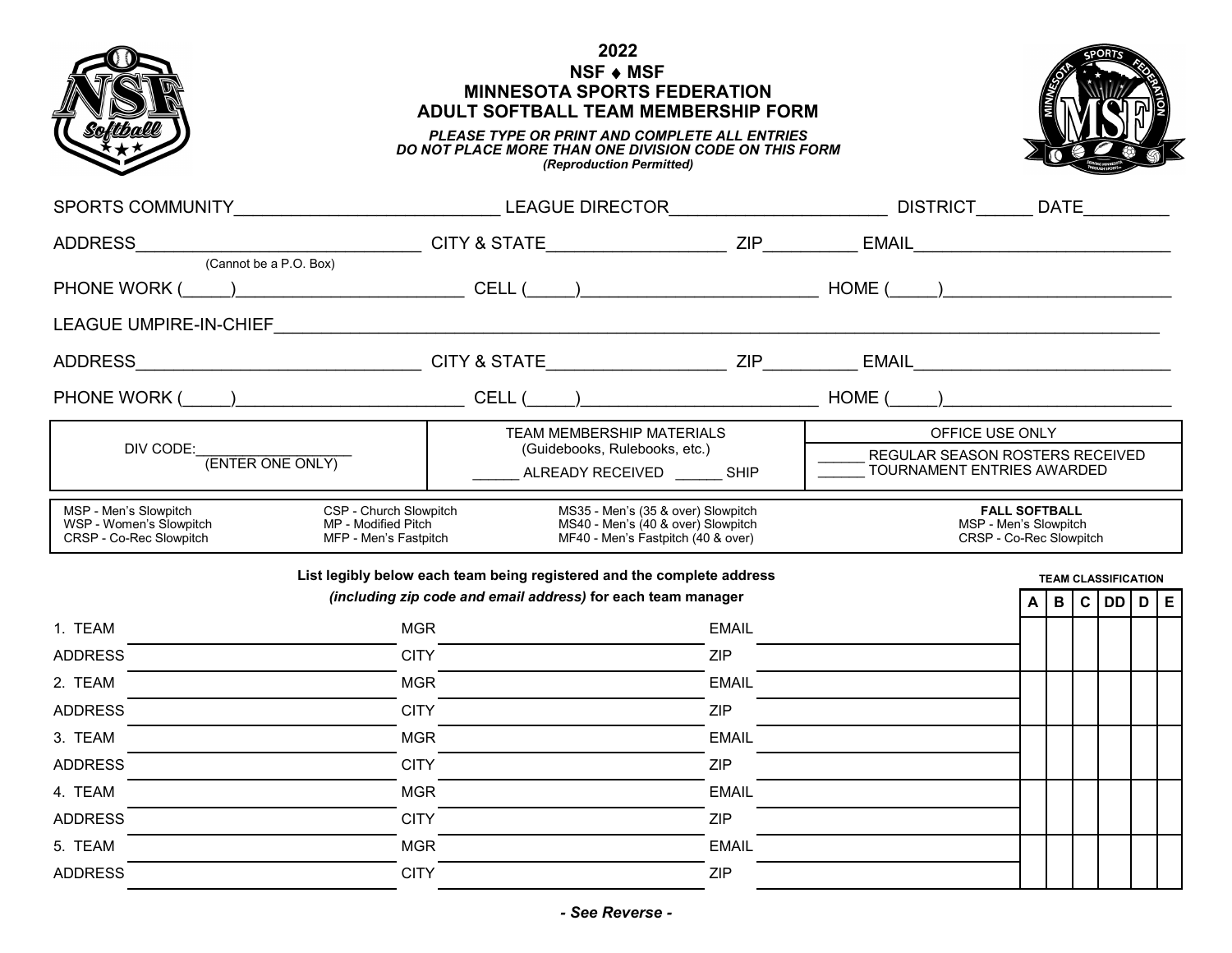# 2022
# NSF ♦ MSF
# MINNESOTA SPORTS FEDERATION
# ADULT SOFTBALL TEAM MEMBERSHIP FORM

***PLEASE TYPE OR PRINT AND COMPLETE ALL ENTRIES***
***DO NOT PLACE MORE THAN ONE DIVISION CODE ON THIS FORM***
***(Reproduction Permitted)***

SPORTS COMMUNITY__________________________ LEAGUE DIRECTOR______________________ DISTRICT______ DATE_________

ADDRESS_____________________________ CITY & STATE__________________ ZIP_________ EMAIL_________________________
(Cannot be a P.O. Box)

PHONE WORK (_____)_______________________ CELL (_____)________________________ HOME (_____)______________________

LEAGUE UMPIRE-IN-CHIEF_____________________________________________________________________________________

ADDRESS_____________________________ CITY & STATE__________________ ZIP_________ EMAIL_________________________

PHONE WORK (_____)_______________________ CELL (_____)________________________ HOME (_____)______________________

| DIV CODE:___________________ (ENTER ONE ONLY) | TEAM MEMBERSHIP MATERIALS (Guidebooks, Rulebooks, etc.)<br>______ ALREADY RECEIVED ______ SHIP | OFFICE USE ONLY<br>______ REGULAR SEASON ROSTERS RECEIVED<br>______ TOURNAMENT ENTRIES AWARDED |
|---|---|---|

| | | | **FALL SOFTBALL** |
|---|---|---|---|
| MSP - Men's Slowpitch | CSP - Church Slowpitch | MS35 - Men's (35 & over) Slowpitch | MSP - Men's Slowpitch |
| WSP - Women's Slowpitch | MP - Modified Pitch | MS40 - Men's (40 & over) Slowpitch | CRSP - Co-Rec Slowpitch |
| CRSP - Co-Rec Slowpitch | MFP - Men's Fastpitch | MF40 - Men's Fastpitch (40 & over) | |

**List legibly below each team being registered and the complete address**
***(including zip code and email address)* for each team manager**

| | | | | | | TEAM CLASSIFICATION | | | | | |
|---|---|---|---|---|---|---|---|---|---|---|---|
| | | | | | | **A** | **B** | **C** | **DD** | **D** | **E** |
| 1. TEAM | | MGR | | EMAIL | | | | | | | |
| ADDRESS | | CITY | | ZIP | | | | | | | |
| 2. TEAM | | MGR | | EMAIL | | | | | | | |
| ADDRESS | | CITY | | ZIP | | | | | | | |
| 3. TEAM | | MGR | | EMAIL | | | | | | | |
| ADDRESS | | CITY | | ZIP | | | | | | | |
| 4. TEAM | | MGR | | EMAIL | | | | | | | |
| ADDRESS | | CITY | | ZIP | | | | | | | |
| 5. TEAM | | MGR | | EMAIL | | | | | | | |
| ADDRESS | | CITY | | ZIP | | | | | | | |

***- See Reverse -***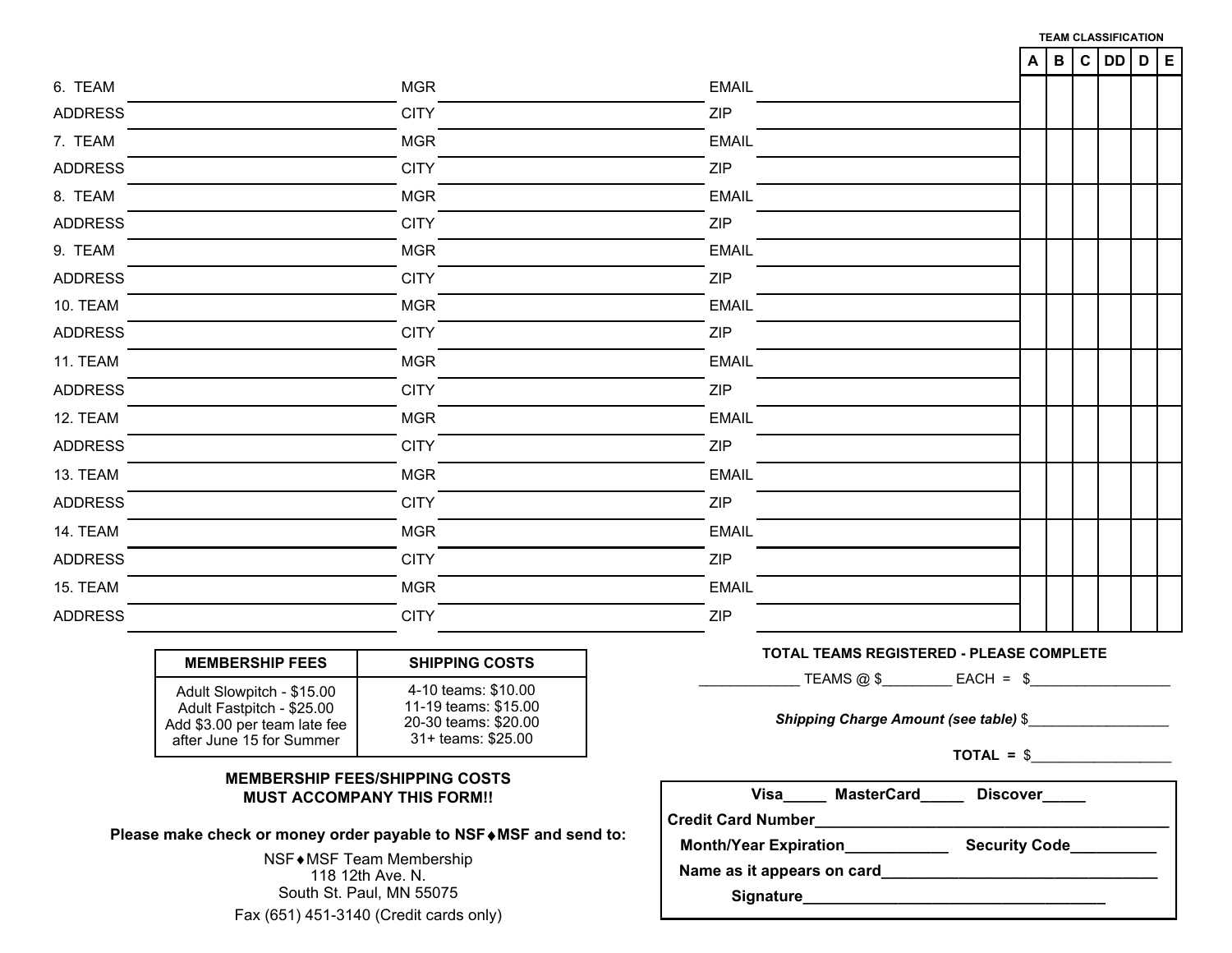| | | | | | | | | TEAM CLASSIFICATION | | | | | |
|---|---|---|---|---|---|---|---|---|---|---|---|---|---|
| | | | | | | | | A | B | C | DD | D | E |
| 6. TEAM | | MGR | | EMAIL | | | | | | | | | |
| ADDRESS | | CITY | | ZIP | | | | | | | | | |
| 7. TEAM | | MGR | | EMAIL | | | | | | | | | |
| ADDRESS | | CITY | | ZIP | | | | | | | | | |
| 8. TEAM | | MGR | | EMAIL | | | | | | | | | |
| ADDRESS | | CITY | | ZIP | | | | | | | | | |
| 9. TEAM | | MGR | | EMAIL | | | | | | | | | |
| ADDRESS | | CITY | | ZIP | | | | | | | | | |
| 10. TEAM | | MGR | | EMAIL | | | | | | | | | |
| ADDRESS | | CITY | | ZIP | | | | | | | | | |
| 11. TEAM | | MGR | | EMAIL | | | | | | | | | |
| ADDRESS | | CITY | | ZIP | | | | | | | | | |
| 12. TEAM | | MGR | | EMAIL | | | | | | | | | |
| ADDRESS | | CITY | | ZIP | | | | | | | | | |
| 13. TEAM | | MGR | | EMAIL | | | | | | | | | |
| ADDRESS | | CITY | | ZIP | | | | | | | | | |
| 14. TEAM | | MGR | | EMAIL | | | | | | | | | |
| ADDRESS | | CITY | | ZIP | | | | | | | | | |
| 15. TEAM | | MGR | | EMAIL | | | | | | | | | |
| ADDRESS | | CITY | | ZIP | | | | | | | | | |

| MEMBERSHIP FEES | SHIPPING COSTS |
|---|---|
| Adult Slowpitch - $15.00<br>Adult Fastpitch - $25.00<br>Add $3.00 per team late fee after June 15 for Summer | 4-10 teams: $10.00<br>11-19 teams: $15.00<br>20-30 teams: $20.00<br>31+ teams: $25.00 |

**MEMBERSHIP FEES/SHIPPING COSTS MUST ACCOMPANY THIS FORM!!**

**Please make check or money order payable to NSF♦MSF and send to:**

NSF♦MSF Team Membership
118 12th Ave. N.
South St. Paul, MN 55075
Fax (651) 451-3140 (Credit cards only)

**TOTAL TEAMS REGISTERED - PLEASE COMPLETE**

____________ TEAMS @ $________ EACH = $__________________

***Shipping Charge Amount (see table)*** $__________________

**TOTAL =** $__________________

**Visa_____ MasterCard_____ Discover_____**

**Credit Card Number**___________________________________________

**Month/Year Expiration**____________ **Security Code**__________

**Name as it appears on card**__________________________________

**Signature**___________________________________